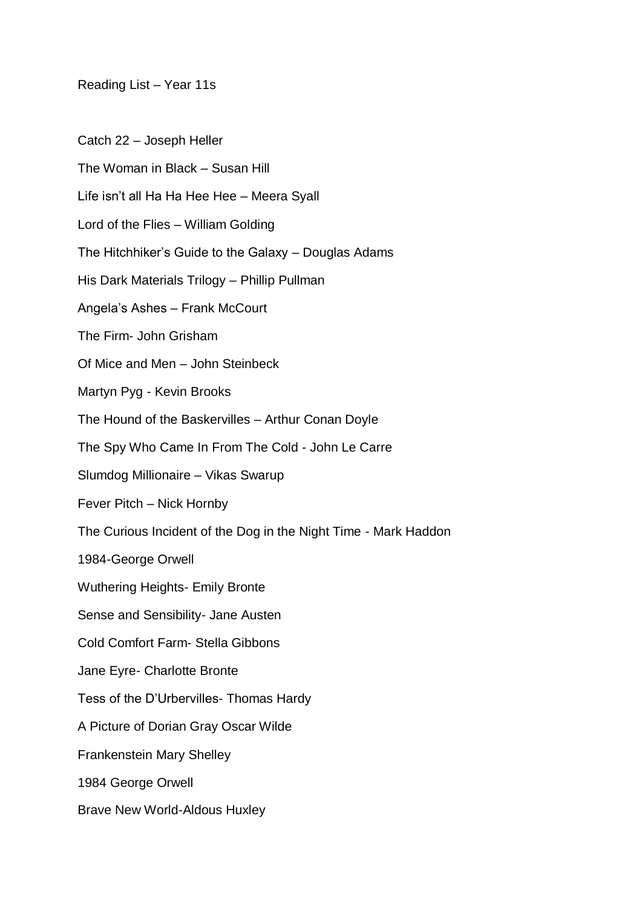Reading List – Year 11s

Catch 22 – Joseph Heller

The Woman in Black – Susan Hill

Life isn't all Ha Ha Hee Hee – Meera Syall

Lord of the Flies – William Golding

The Hitchhiker's Guide to the Galaxy – Douglas Adams

His Dark Materials Trilogy – Phillip Pullman

Angela's Ashes – Frank McCourt

The Firm- John Grisham

Of Mice and Men – John Steinbeck

Martyn Pyg - Kevin Brooks

The Hound of the Baskervilles – Arthur Conan Doyle

The Spy Who Came In From The Cold - John Le Carre

Slumdog Millionaire – Vikas Swarup

Fever Pitch – Nick Hornby

The Curious Incident of the Dog in the Night Time - Mark Haddon

1984-George Orwell

Wuthering Heights- Emily Bronte

Sense and Sensibility- Jane Austen

Cold Comfort Farm- Stella Gibbons

Jane Eyre- Charlotte Bronte

Tess of the D'Urbervilles- Thomas Hardy

A Picture of Dorian Gray Oscar Wilde

Frankenstein Mary Shelley

1984 George Orwell

Brave New World-Aldous Huxley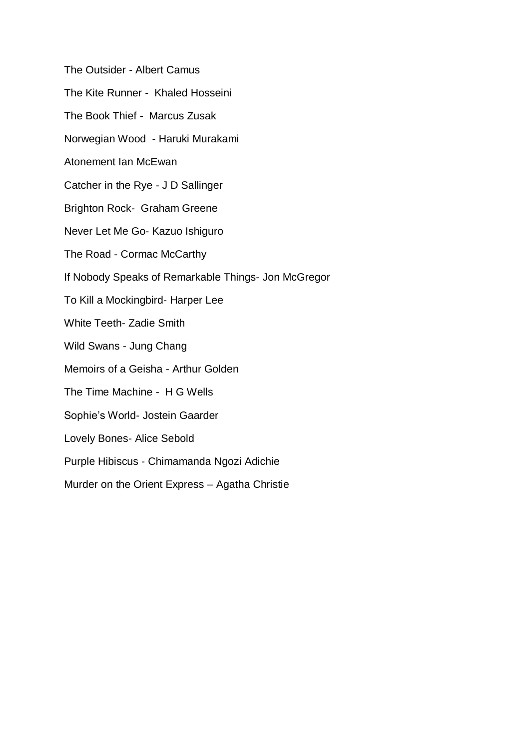The Outsider - Albert Camus

The Kite Runner - Khaled Hosseini

The Book Thief - Marcus Zusak

Norwegian Wood - Haruki Murakami

Atonement Ian McEwan

Catcher in the Rye - J D Sallinger

Brighton Rock- Graham Greene

Never Let Me Go- Kazuo Ishiguro

The Road - Cormac McCarthy

If Nobody Speaks of Remarkable Things- Jon McGregor

To Kill a Mockingbird- Harper Lee

White Teeth- Zadie Smith

Wild Swans - Jung Chang

Memoirs of a Geisha - Arthur Golden

The Time Machine - H G Wells

Sophie's World- Jostein Gaarder

Lovely Bones- Alice Sebold

Purple Hibiscus - Chimamanda Ngozi Adichie

Murder on the Orient Express – Agatha Christie